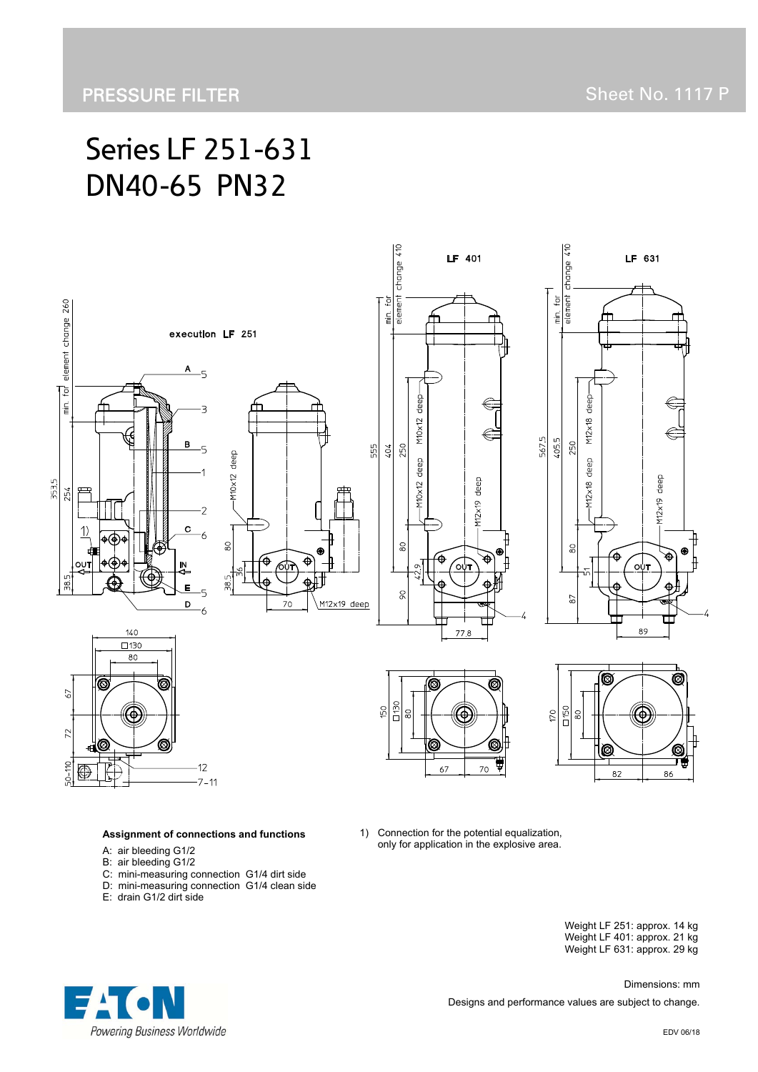PRESSURE FILTER

Sheet No. 1117 P

# Series LF 251-631
# DN40-65 PN32

**Assignment of connections and functions**

A: air bleeding G1/2
B: air bleeding G1/2
C: mini-measuring connection G1/4 dirt side
D: mini-measuring connection G1/4 clean side
E: drain G1/2 dirt side

1) Connection for the potential equalization, only for application in the explosive area.

Weight LF 251: approx. 14 kg
Weight LF 401: approx. 21 kg
Weight LF 631: approx. 29 kg

Dimensions: mm

Designs and performance values are subject to change.

EDV 06/18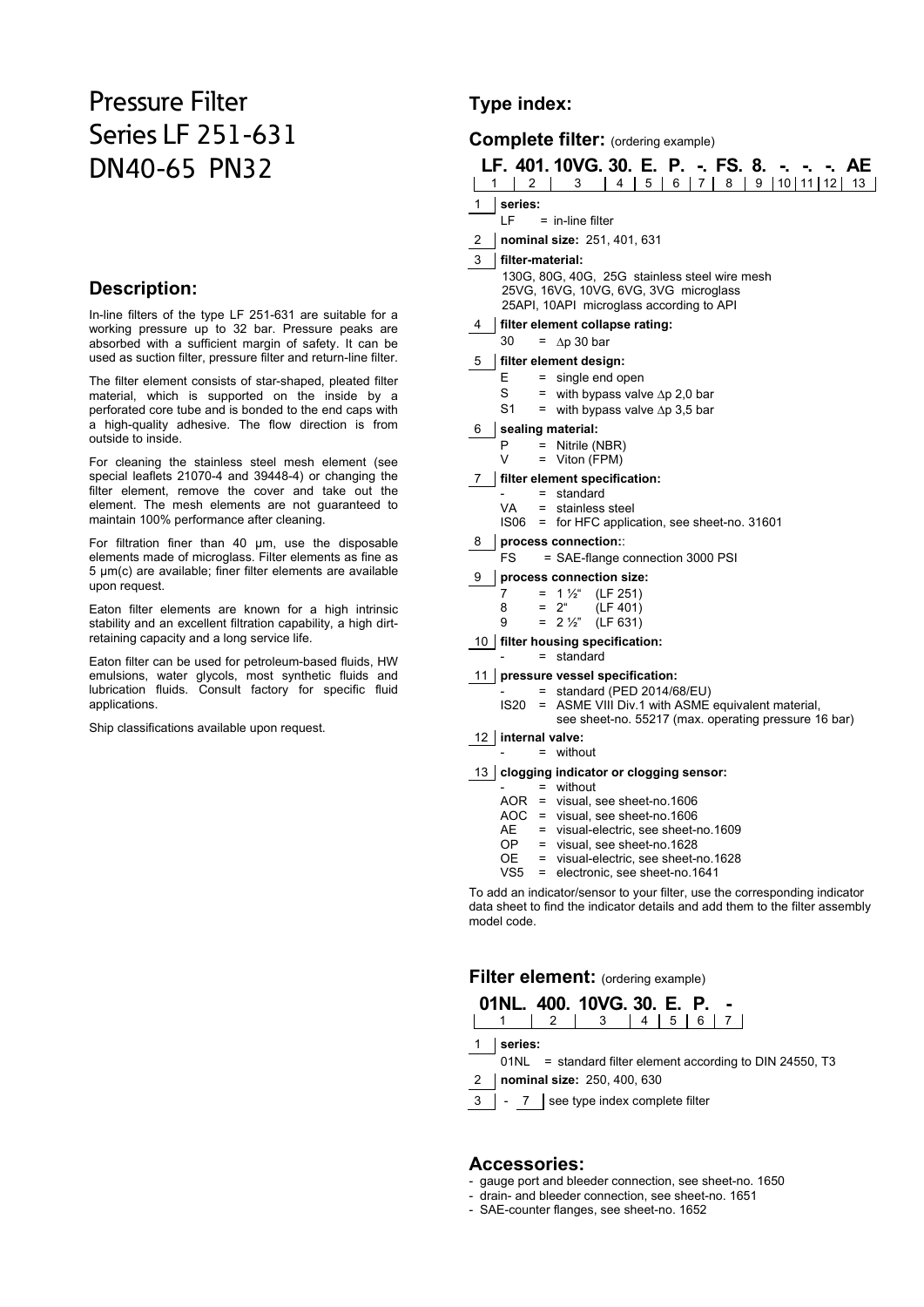# Pressure Filter Series LF 251-631 DN40-65 PN32

## Description:

In-line filters of the type LF 251-631 are suitable for a working pressure up to 32 bar. Pressure peaks are absorbed with a sufficient margin of safety. It can be used as suction filter, pressure filter and return-line filter.

The filter element consists of star-shaped, pleated filter material, which is supported on the inside by a perforated core tube and is bonded to the end caps with a high-quality adhesive. The flow direction is from outside to inside.

For cleaning the stainless steel mesh element (see special leaflets 21070-4 and 39448-4) or changing the filter element, remove the cover and take out the element. The mesh elements are not guaranteed to maintain 100% performance after cleaning.

For filtration finer than 40 µm, use the disposable elements made of microglass. Filter elements as fine as 5 µm(c) are available; finer filter elements are available upon request.

Eaton filter elements are known for a high intrinsic stability and an excellent filtration capability, a high dirt-retaining capacity and a long service life.

Eaton filter can be used for petroleum-based fluids, HW emulsions, water glycols, most synthetic fluids and lubrication fluids. Consult factory for specific fluid applications.

Ship classifications available upon request.

## Type index:

### Complete filter: (ordering example)

| LF. | 401. | 10VG. | 30. | E. | P. | -. | FS. | 8. | -. | -. | -. | AE |
|---|---|---|---|---|---|---|---|---|---|---|---|---|
| 1 | 2 | 3 | 4 | 5 | 6 | 7 | 8 | 9 | 10 | 11 | 12 | 13 |

**1 series:**
- LF = in-line filter

**2 nominal size:** 251, 401, 631

**3 filter-material:**
- 130G, 80G, 40G, 25G stainless steel wire mesh
- 25VG, 16VG, 10VG, 6VG, 3VG microglass
- 25API, 10API microglass according to API

**4 filter element collapse rating:**
- 30 = $\Delta p$ 30 bar

**5 filter element design:**
- E = single end open
- S = with bypass valve $\Delta p$ 2,0 bar
- S1 = with bypass valve $\Delta p$ 3,5 bar

**6 sealing material:**
- P = Nitrile (NBR)
- V = Viton (FPM)

**7 filter element specification:**
- \- = standard
- VA = stainless steel
- IS06 = for HFC application, see sheet-no. 31601

**8 process connection:**
- FS = SAE-flange connection 3000 PSI

**9 process connection size:**
- 7 = 1 ½" (LF 251)
- 8 = 2" (LF 401)
- 9 = 2 ½" (LF 631)

**10 filter housing specification:**
- \- = standard

**11 pressure vessel specification:**
- \- = standard (PED 2014/68/EU)
- IS20 = ASME VIII Div.1 with ASME equivalent material, see sheet-no. 55217 (max. operating pressure 16 bar)

**12 internal valve:**
- \- = without

**13 clogging indicator or clogging sensor:**
- \- = without
- AOR = visual, see sheet-no.1606
- AOC = visual, see sheet-no.1606
- AE = visual-electric, see sheet-no.1609
- OP = visual, see sheet-no.1628
- OE = visual-electric, see sheet-no.1628
- VS5 = electronic, see sheet-no.1641

To add an indicator/sensor to your filter, use the corresponding indicator data sheet to find the indicator details and add them to the filter assembly model code.

### Filter element: (ordering example)

| 01NL. | 400. | 10VG. | 30. | E. | P. | - |
|---|---|---|---|---|---|---|
| 1 | 2 | 3 | 4 | 5 | 6 | 7 |

**1 series:**
- 01NL = standard filter element according to DIN 24550, T3

**2 nominal size:** 250, 400, 630

**3 - 7** see type index complete filter

## Accessories:

- gauge port and bleeder connection, see sheet-no. 1650
- drain- and bleeder connection, see sheet-no. 1651
- SAE-counter flanges, see sheet-no. 1652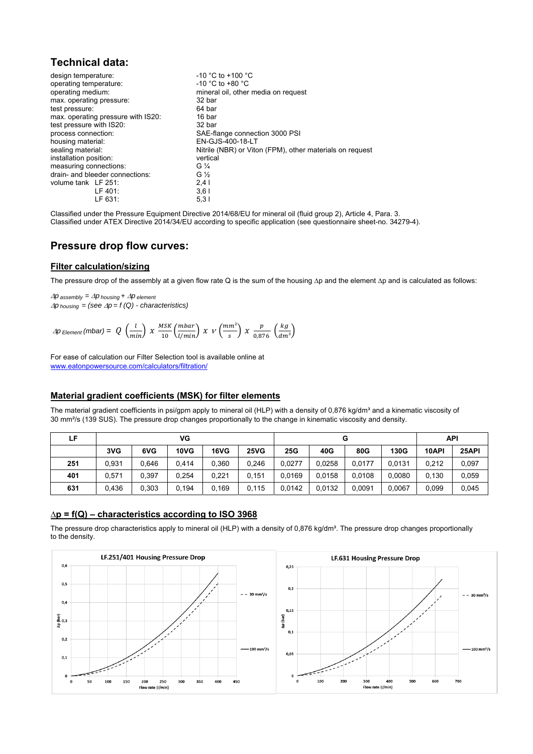## Technical data:

| | |
|---|---|
| design temperature: | -10 °C to +100 °C |
| operating temperature: | -10 °C to +80 °C |
| operating medium: | mineral oil, other media on request |
| max. operating pressure: | 32 bar |
| test pressure: | 64 bar |
| max. operating pressure with IS20: | 16 bar |
| test pressure with IS20: | 32 bar |
| process connection: | SAE-flange connection 3000 PSI |
| housing material: | EN-GJS-400-18-LT |
| sealing material: | Nitrile (NBR) or Viton (FPM), other materials on request |
| installation position: | vertical |
| measuring connections: | G ¼ |
| drain- and bleeder connections: | G ½ |
| volume tank LF 251: | 2,4 l |
| LF 401: | 3,6 l |
| LF 631: | 5,3 l |

Classified under the Pressure Equipment Directive 2014/68/EU for mineral oil (fluid group 2), Article 4, Para. 3.
Classified under ATEX Directive 2014/34/EU according to specific application (see questionnaire sheet-no. 34279-4).

## Pressure drop flow curves:

### Filter calculation/sizing

The pressure drop of the assembly at a given flow rate Q is the sum of the housing Δp and the element Δp and is calculated as follows:

$\Delta p_{\,assembly} = \Delta p_{\,housing} + \Delta p_{\,element}$
$\Delta p_{\,housing}$ = (see $\Delta p = f\,(Q)$ - characteristics)

$$\Delta p_{\,Element}\,(mbar) = Q\left(\frac{l}{min}\right) x\ \frac{MSK}{10}\left(\frac{mbar}{l/min}\right) x\ V\left(\frac{mm^2}{s}\right) x\ \frac{p}{0{,}876}\left(\frac{kg}{dm^3}\right)$$

For ease of calculation our Filter Selection tool is available online at
www.eatonpowersource.com/calculators/filtration/

### Material gradient coefficients (MSK) for filter elements

The material gradient coefficients in psi/gpm apply to mineral oil (HLP) with a density of 0,876 kg/dm³ and a kinematic viscosity of 30 mm²/s (139 SUS). The pressure drop changes proportionally to the change in kinematic viscosity and density.

| LF | VG | | | | | G | | | | API | |
|---|---|---|---|---|---|---|---|---|---|---|---|
| | 3VG | 6VG | 10VG | 16VG | 25VG | 25G | 40G | 80G | 130G | 10API | 25API |
| 251 | 0,931 | 0,646 | 0,414 | 0,360 | 0,246 | 0,0277 | 0,0258 | 0,0177 | 0,0131 | 0,212 | 0,097 |
| 401 | 0,571 | 0,397 | 0,254 | 0,221 | 0,151 | 0,0169 | 0,0158 | 0,0108 | 0,0080 | 0,130 | 0,059 |
| 631 | 0,436 | 0,303 | 0,194 | 0,169 | 0,115 | 0,0142 | 0,0132 | 0,0091 | 0,0067 | 0,099 | 0,045 |

### Δp = f(Q) – characteristics according to ISO 3968

The pressure drop characteristics apply to mineral oil (HLP) with a density of 0,876 kg/dm³. The pressure drop changes proportionally to the density.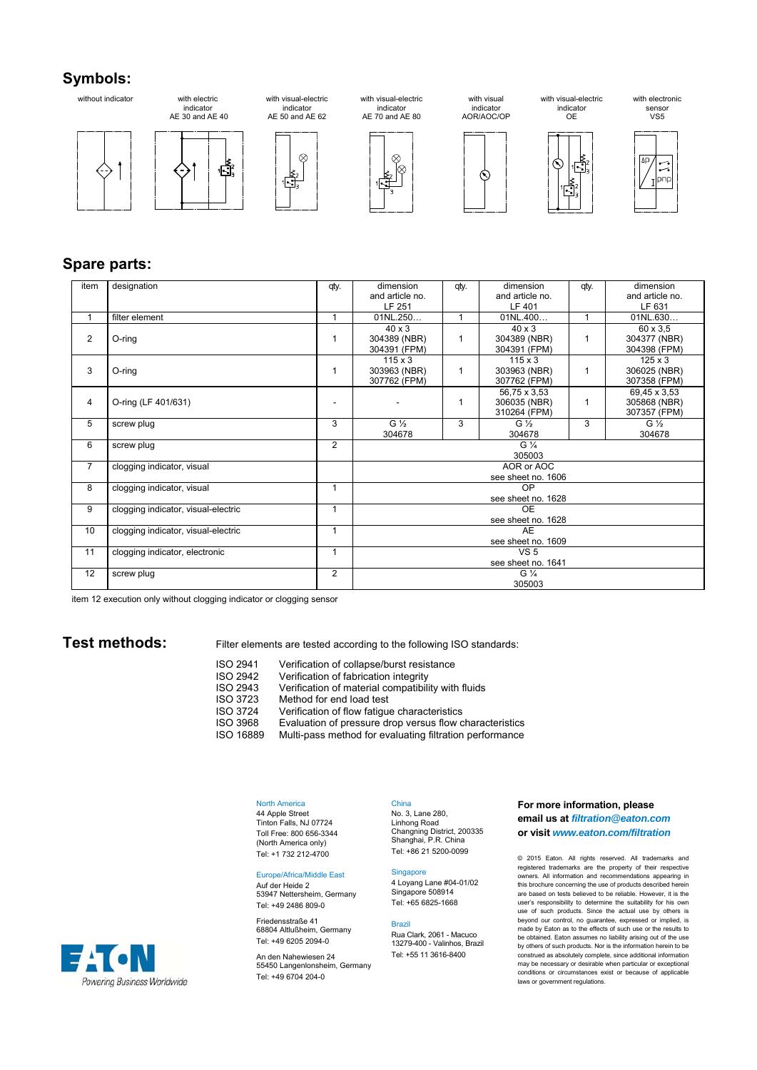## Symbols:

without indicator

with electric indicator AE 30 and AE 40

with visual-electric indicator AE 50 and AE 62

with visual-electric indicator AE 70 and AE 80

with visual indicator AOR/AOC/OP

with visual-electric indicator OE

with electronic sensor VS5

## Spare parts:

| item | designation | qty. | dimension and article no. LF 251 | qty. | dimension and article no. LF 401 | qty. | dimension and article no. LF 631 |
|---|---|---|---|---|---|---|---|
| 1 | filter element | 1 | 01NL.250... | 1 | 01NL.400... | 1 | 01NL.630... |
| 2 | O-ring | 1 | 40 x 3<br>304389 (NBR)<br>304391 (FPM) | 1 | 40 x 3<br>304389 (NBR)<br>304391 (FPM) | 1 | 60 x 3,5<br>304377 (NBR)<br>304398 (FPM) |
| 3 | O-ring | 1 | 115 x 3<br>303963 (NBR)<br>307762 (FPM) | 1 | 115 x 3<br>303963 (NBR)<br>307762 (FPM) | 1 | 125 x 3<br>306025 (NBR)<br>307358 (FPM) |
| 4 | O-ring (LF 401/631) | - | - | 1 | 56,75 x 3,53<br>306035 (NBR)<br>310264 (FPM) | 1 | 69,45 x 3,53<br>305868 (NBR)<br>307357 (FPM) |
| 5 | screw plug | 3 | G ½<br>304678 | 3 | G ½<br>304678 | 3 | G ½<br>304678 |
| 6 | screw plug | 2 | G ¼<br>305003 | | | | |
| 7 | clogging indicator, visual | | AOR or AOC<br>see sheet no. 1606 | | | | |
| 8 | clogging indicator, visual | 1 | OP<br>see sheet no. 1628 | | | | |
| 9 | clogging indicator, visual-electric | 1 | OE<br>see sheet no. 1628 | | | | |
| 10 | clogging indicator, visual-electric | 1 | AE<br>see sheet no. 1609 | | | | |
| 11 | clogging indicator, electronic | 1 | VS 5<br>see sheet no. 1641 | | | | |
| 12 | screw plug | 2 | G ¼<br>305003 | | | | |

item 12 execution only without clogging indicator or clogging sensor

## Test methods:

Filter elements are tested according to the following ISO standards:

| | |
|---|---|
| ISO 2941 | Verification of collapse/burst resistance |
| ISO 2942 | Verification of fabrication integrity |
| ISO 2943 | Verification of material compatibility with fluids |
| ISO 3723 | Method for end load test |
| ISO 3724 | Verification of flow fatigue characteristics |
| ISO 3968 | Evaluation of pressure drop versus flow characteristics |
| ISO 16889 | Multi-pass method for evaluating filtration performance |

North America
44 Apple Street
Tinton Falls, NJ 07724
Toll Free: 800 656-3344
(North America only)
Tel: +1 732 212-4700

Europe/Africa/Middle East
Auf der Heide 2
53947 Nettersheim, Germany
Tel: +49 2486 809-0

Friedensstraße 41
68804 Altlußheim, Germany
Tel: +49 6205 2094-0

An den Nahewiesen 24
55450 Langenlonsheim, Germany
Tel: +49 6704 204-0

China
No. 3, Lane 280,
Linhong Road
Changning District, 200335
Shanghai, P.R. China
Tel: +86 21 5200-0099

Singapore
4 Loyang Lane #04-01/02
Singapore 508914
Tel: +65 6825-1668

Brazil
Rua Clark, 2061 - Macuco
13279-400 - Valinhos, Brazil
Tel: +55 11 3616-8400

**For more information, please email us at *filtration@eaton.com* or visit *www.eaton.com/filtration***

© 2015 Eaton. All rights reserved. All trademarks and registered trademarks are the property of their respective owners. All information and recommendations appearing in this brochure concerning the use of products described herein are based on tests believed to be reliable. However, it is the user's responsibility to determine the suitability for his own use of such products. Since the actual use by others is beyond our control, no guarantee, expressed or implied, is made by Eaton as to the effects of such use or the results to be obtained. Eaton assumes no liability arising out of the use by others of such products. Nor is the information herein to be construed as absolutely complete, since additional information may be necessary or desirable when particular or exceptional conditions or circumstances exist or because of applicable laws or government regulations.

EATON
Powering Business Worldwide